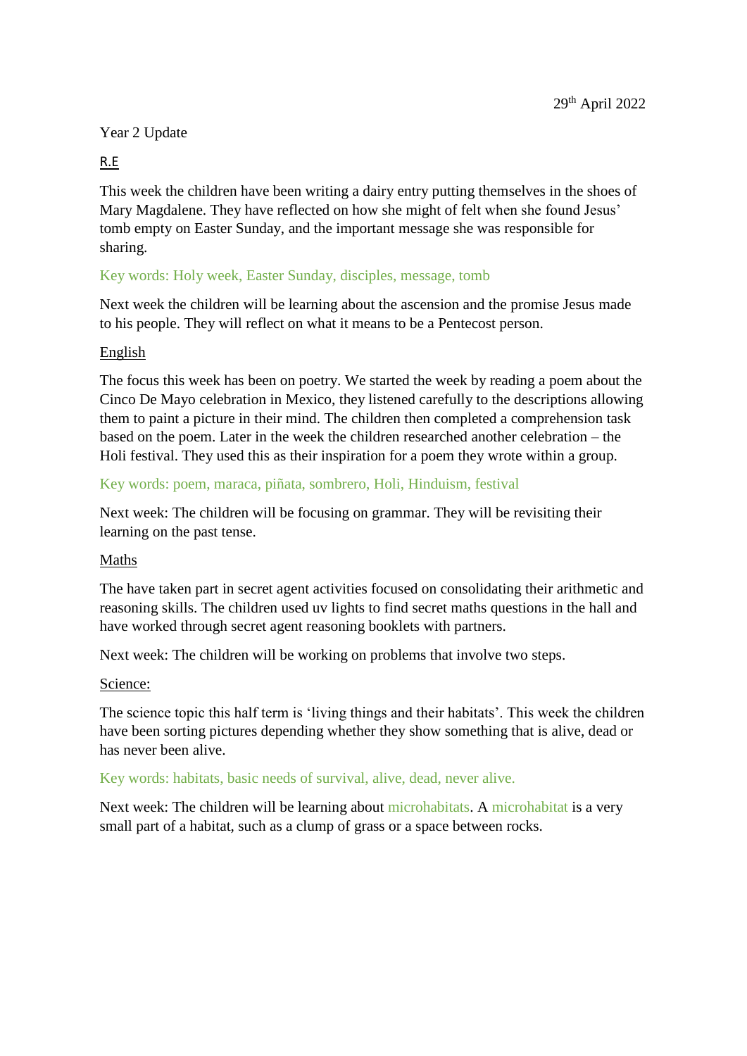29th April 2022

Year 2 Update

R.E

This week the children have been writing a dairy entry putting themselves in the shoes of Mary Magdalene. They have reflected on how she might of felt when she found Jesus' tomb empty on Easter Sunday, and the important message she was responsible for sharing.

Key words: Holy week, Easter Sunday, disciples, message, tomb

Next week the children will be learning about the ascension and the promise Jesus made to his people. They will reflect on what it means to be a Pentecost person.

English

The focus this week has been on poetry. We started the week by reading a poem about the Cinco De Mayo celebration in Mexico, they listened carefully to the descriptions allowing them to paint a picture in their mind. The children then completed a comprehension task based on the poem. Later in the week the children researched another celebration – the Holi festival. They used this as their inspiration for a poem they wrote within a group.

Key words: poem, maraca, piñata, sombrero, Holi, Hinduism, festival

Next week: The children will be focusing on grammar. They will be revisiting their learning on the past tense.

Maths

The have taken part in secret agent activities focused on consolidating their arithmetic and reasoning skills. The children used uv lights to find secret maths questions in the hall and have worked through secret agent reasoning booklets with partners.

Next week: The children will be working on problems that involve two steps.

Science:

The science topic this half term is 'living things and their habitats'. This week the children have been sorting pictures depending whether they show something that is alive, dead or has never been alive.

Key words: habitats, basic needs of survival, alive, dead, never alive.

Next week: The children will be learning about microhabitats. A microhabitat is a very small part of a habitat, such as a clump of grass or a space between rocks.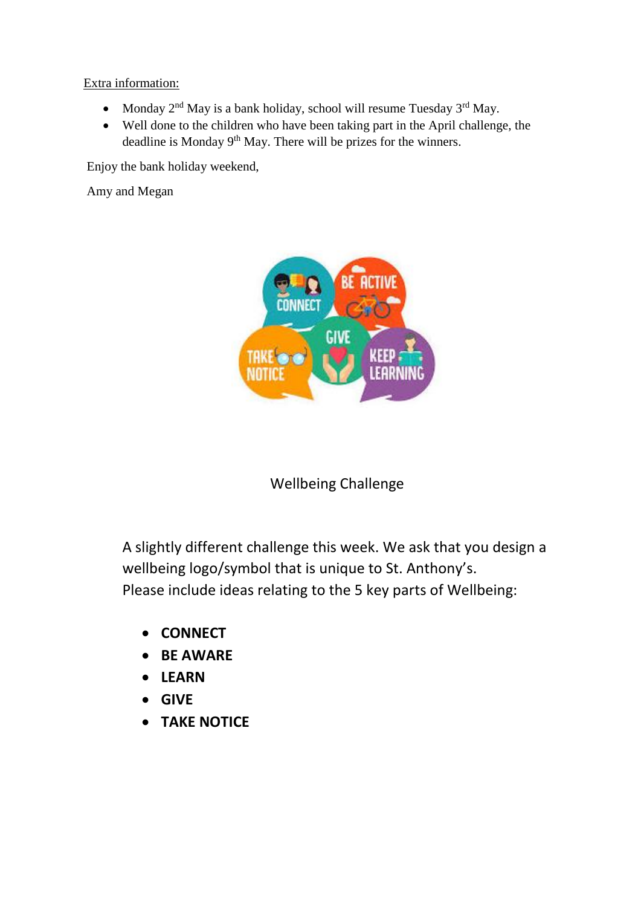Extra information:

- Monday 2nd May is a bank holiday, school will resume Tuesday 3rd May.
- Well done to the children who have been taking part in the April challenge, the deadline is Monday 9th May. There will be prizes for the winners.

Enjoy the bank holiday weekend,

Amy and Megan

Wellbeing Challenge

A slightly different challenge this week. We ask that you design a wellbeing logo/symbol that is unique to St. Anthony's.
Please include ideas relating to the 5 key parts of Wellbeing:

- **CONNECT**
- **BE AWARE**
- **LEARN**
- **GIVE**
- **TAKE NOTICE**